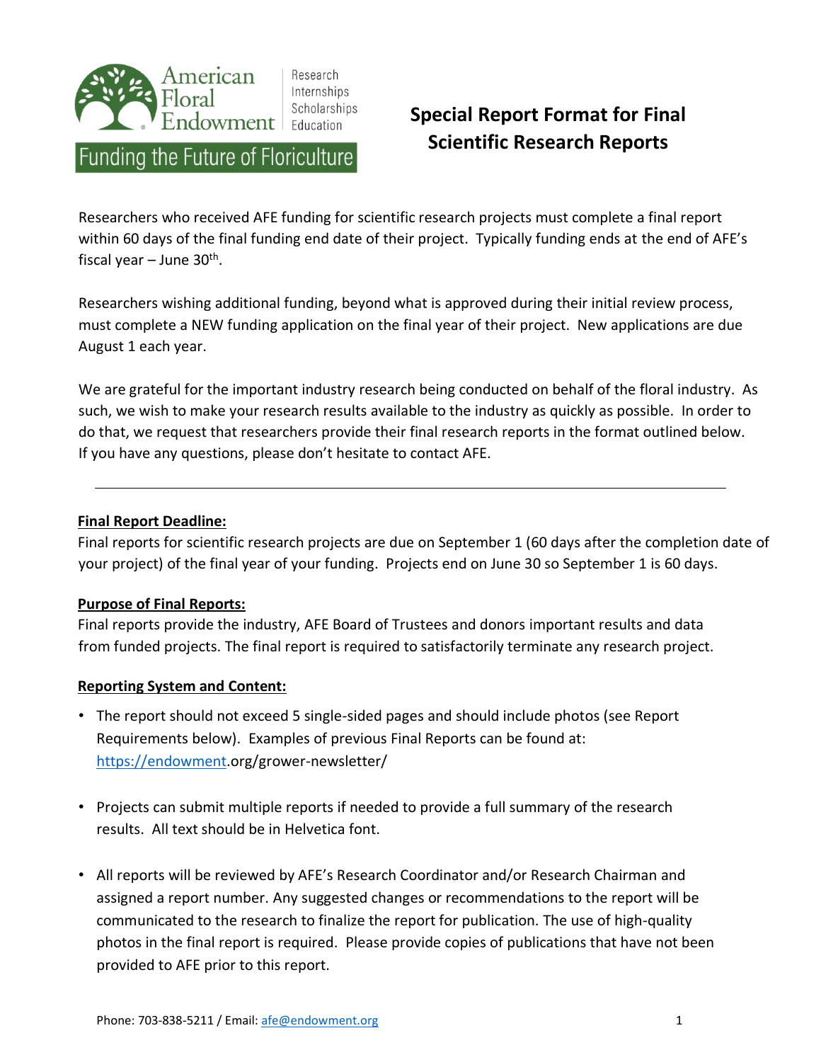American Floral Endowment

Research
Internships
Scholarships
Education

Funding the Future of Floriculture

# Special Report Format for Final Scientific Research Reports

Researchers who received AFE funding for scientific research projects must complete a final report within 60 days of the final funding end date of their project. Typically funding ends at the end of AFE's fiscal year – June 30th.

Researchers wishing additional funding, beyond what is approved during their initial review process, must complete a NEW funding application on the final year of their project. New applications are due August 1 each year.

We are grateful for the important industry research being conducted on behalf of the floral industry. As such, we wish to make your research results available to the industry as quickly as possible. In order to do that, we request that researchers provide their final research reports in the format outlined below. If you have any questions, please don't hesitate to contact AFE.

---

**Final Report Deadline:**

Final reports for scientific research projects are due on September 1 (60 days after the completion date of your project) of the final year of your funding. Projects end on June 30 so September 1 is 60 days.

**Purpose of Final Reports:**

Final reports provide the industry, AFE Board of Trustees and donors important results and data from funded projects. The final report is required to satisfactorily terminate any research project.

**Reporting System and Content:**

- The report should not exceed 5 single-sided pages and should include photos (see Report Requirements below). Examples of previous Final Reports can be found at: https://endowment.org/grower-newsletter/
- Projects can submit multiple reports if needed to provide a full summary of the research results. All text should be in Helvetica font.
- All reports will be reviewed by AFE's Research Coordinator and/or Research Chairman and assigned a report number. Any suggested changes or recommendations to the report will be communicated to the research to finalize the report for publication. The use of high-quality photos in the final report is required. Please provide copies of publications that have not been provided to AFE prior to this report.

Phone: 703-838-5211 / Email: afe@endowment.org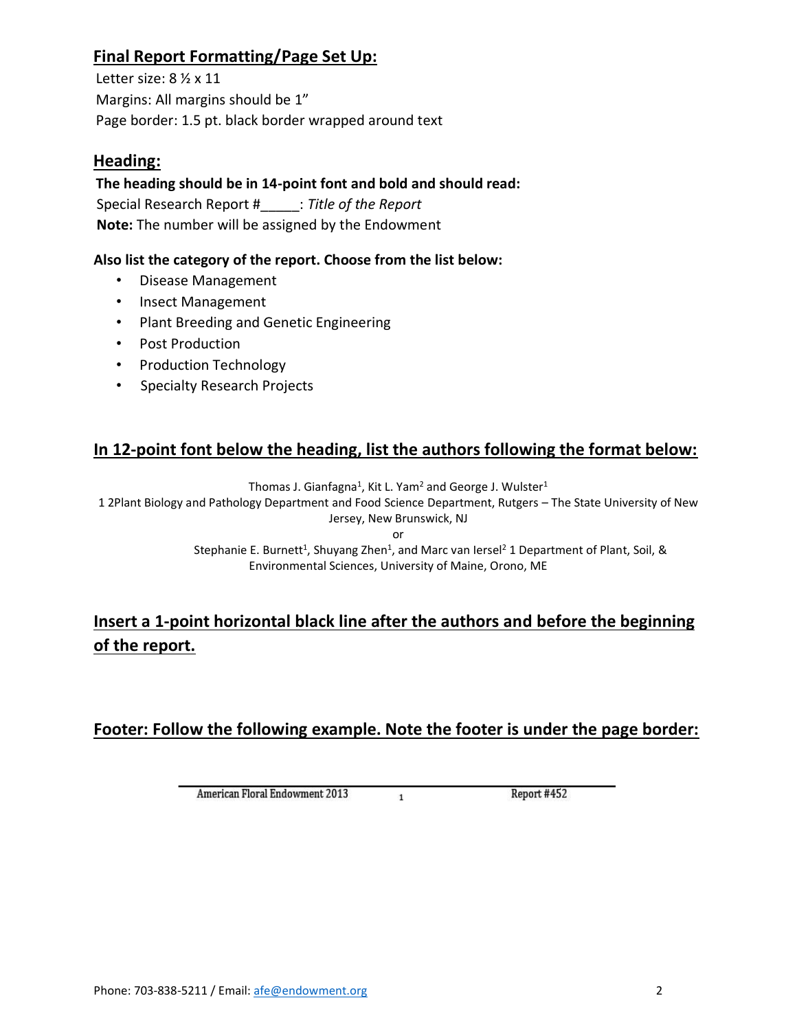## Final Report Formatting/Page Set Up:

Letter size: 8 ½ x 11

Margins: All margins should be 1"

Page border: 1.5 pt. black border wrapped around text

## Heading:

**The heading should be in 14-point font and bold and should read:**

Special Research Report #_____: *Title of the Report*

**Note:** The number will be assigned by the Endowment

**Also list the category of the report. Choose from the list below:**

- Disease Management
- Insect Management
- Plant Breeding and Genetic Engineering
- Post Production
- Production Technology
- Specialty Research Projects

## In 12-point font below the heading, list the authors following the format below:

Thomas J. Gianfagna[1], Kit L. Yam[2] and George J. Wulster[1]

1 2Plant Biology and Pathology Department and Food Science Department, Rutgers – The State University of New Jersey, New Brunswick, NJ

or

Stephanie E. Burnett[1], Shuyang Zhen[1], and Marc van Iersel[2] 1 Department of Plant, Soil, & Environmental Sciences, University of Maine, Orono, ME

## Insert a 1-point horizontal black line after the authors and before the beginning of the report.

## Footer: Follow the following example. Note the footer is under the page border:

American Floral Endowment 2013 1 Report #452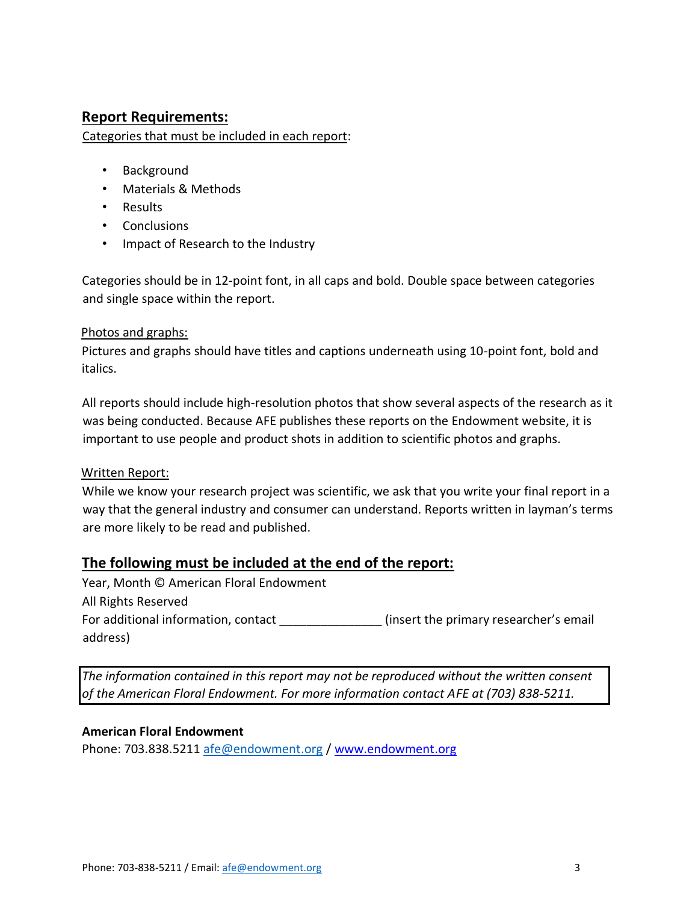## Report Requirements:

Categories that must be included in each report:

- Background
- Materials & Methods
- Results
- Conclusions
- Impact of Research to the Industry

Categories should be in 12-point font, in all caps and bold. Double space between categories and single space within the report.

Photos and graphs:

Pictures and graphs should have titles and captions underneath using 10-point font, bold and italics.

All reports should include high-resolution photos that show several aspects of the research as it was being conducted. Because AFE publishes these reports on the Endowment website, it is important to use people and product shots in addition to scientific photos and graphs.

Written Report:

While we know your research project was scientific, we ask that you write your final report in a way that the general industry and consumer can understand. Reports written in layman's terms are more likely to be read and published.

## The following must be included at the end of the report:

Year, Month © American Floral Endowment
All Rights Reserved
For additional information, contact _______________ (insert the primary researcher's email address)

*The information contained in this report may not be reproduced without the written consent of the American Floral Endowment. For more information contact AFE at (703) 838-5211.*

**American Floral Endowment**
Phone: 703.838.5211 afe@endowment.org / www.endowment.org